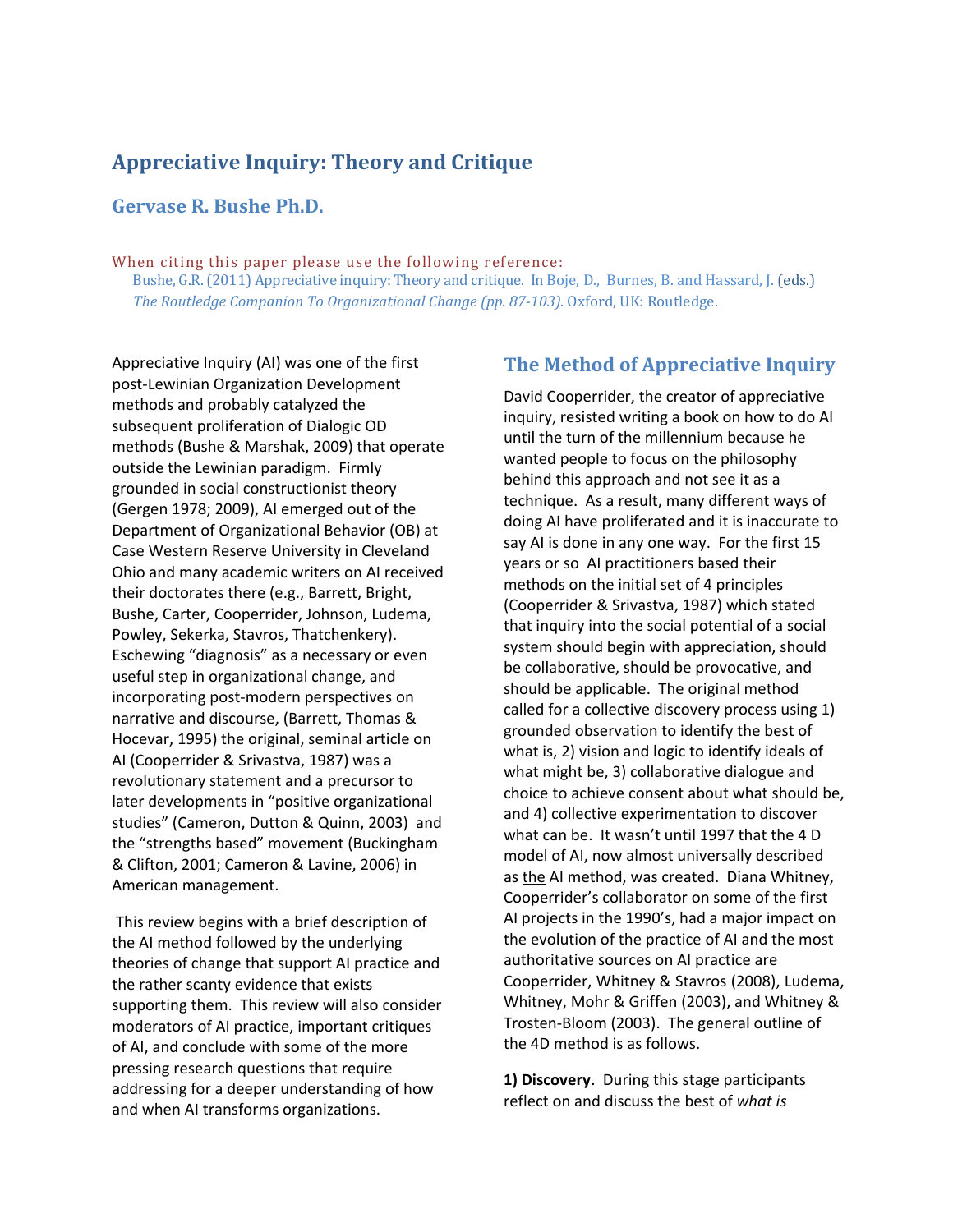# Appreciative Inquiry: Theory and Critique

## Gervase R. Bushe Ph.D.

When citing this paper please use the following reference:

Bushe, G.R. (2011) Appreciative inquiry: Theory and critique. In Boje, D., Burnes, B. and Hassard, J. (eds.) *The Routledge Companion To Organizational Change (pp. 87-103).* Oxford, UK: Routledge.

Appreciative Inquiry (AI) was one of the first post-Lewinian Organization Development methods and probably catalyzed the subsequent proliferation of Dialogic OD methods (Bushe & Marshak, 2009) that operate outside the Lewinian paradigm. Firmly grounded in social constructionist theory (Gergen 1978; 2009), AI emerged out of the Department of Organizational Behavior (OB) at Case Western Reserve University in Cleveland Ohio and many academic writers on AI received their doctorates there (e.g., Barrett, Bright, Bushe, Carter, Cooperrider, Johnson, Ludema, Powley, Sekerka, Stavros, Thatchenkery). Eschewing "diagnosis" as a necessary or even useful step in organizational change, and incorporating post-modern perspectives on narrative and discourse, (Barrett, Thomas & Hocevar, 1995) the original, seminal article on AI (Cooperrider & Srivastva, 1987) was a revolutionary statement and a precursor to later developments in "positive organizational studies" (Cameron, Dutton & Quinn, 2003) and the "strengths based" movement (Buckingham & Clifton, 2001; Cameron & Lavine, 2006) in American management.

This review begins with a brief description of the AI method followed by the underlying theories of change that support AI practice and the rather scanty evidence that exists supporting them. This review will also consider moderators of AI practice, important critiques of AI, and conclude with some of the more pressing research questions that require addressing for a deeper understanding of how and when AI transforms organizations.

## The Method of Appreciative Inquiry

David Cooperrider, the creator of appreciative inquiry, resisted writing a book on how to do AI until the turn of the millennium because he wanted people to focus on the philosophy behind this approach and not see it as a technique. As a result, many different ways of doing AI have proliferated and it is inaccurate to say AI is done in any one way. For the first 15 years or so AI practitioners based their methods on the initial set of 4 principles (Cooperrider & Srivastva, 1987) which stated that inquiry into the social potential of a social system should begin with appreciation, should be collaborative, should be provocative, and should be applicable. The original method called for a collective discovery process using 1) grounded observation to identify the best of what is, 2) vision and logic to identify ideals of what might be, 3) collaborative dialogue and choice to achieve consent about what should be, and 4) collective experimentation to discover what can be. It wasn't until 1997 that the 4 D model of AI, now almost universally described as the AI method, was created. Diana Whitney, Cooperrider's collaborator on some of the first AI projects in the 1990's, had a major impact on the evolution of the practice of AI and the most authoritative sources on AI practice are Cooperrider, Whitney & Stavros (2008), Ludema, Whitney, Mohr & Griffen (2003), and Whitney & Trosten-Bloom (2003). The general outline of the 4D method is as follows.

**1) Discovery.** During this stage participants reflect on and discuss the best of *what is*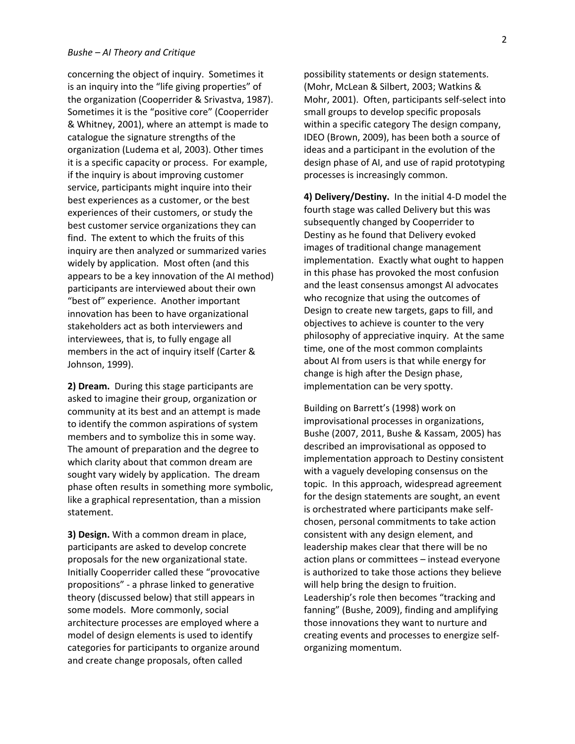concerning the object of inquiry. Sometimes it is an inquiry into the "life giving properties" of the organization (Cooperrider & Srivastva, 1987). Sometimes it is the "positive core" (Cooperrider & Whitney, 2001), where an attempt is made to catalogue the signature strengths of the organization (Ludema et al, 2003). Other times it is a specific capacity or process. For example, if the inquiry is about improving customer service, participants might inquire into their best experiences as a customer, or the best experiences of their customers, or study the best customer service organizations they can find. The extent to which the fruits of this inquiry are then analyzed or summarized varies widely by application. Most often (and this appears to be a key innovation of the AI method) participants are interviewed about their own "best of" experience. Another important innovation has been to have organizational stakeholders act as both interviewers and interviewees, that is, to fully engage all members in the act of inquiry itself (Carter & Johnson, 1999).

**2) Dream.** During this stage participants are asked to imagine their group, organization or community at its best and an attempt is made to identify the common aspirations of system members and to symbolize this in some way. The amount of preparation and the degree to which clarity about that common dream are sought vary widely by application. The dream phase often results in something more symbolic, like a graphical representation, than a mission statement.

**3) Design.** With a common dream in place, participants are asked to develop concrete proposals for the new organizational state. Initially Cooperrider called these "provocative propositions" - a phrase linked to generative theory (discussed below) that still appears in some models. More commonly, social architecture processes are employed where a model of design elements is used to identify categories for participants to organize around and create change proposals, often called possibility statements or design statements. (Mohr, McLean & Silbert, 2003; Watkins & Mohr, 2001). Often, participants self-select into small groups to develop specific proposals within a specific category The design company, IDEO (Brown, 2009), has been both a source of ideas and a participant in the evolution of the design phase of AI, and use of rapid prototyping processes is increasingly common.

**4) Delivery/Destiny.** In the initial 4-D model the fourth stage was called Delivery but this was subsequently changed by Cooperrider to Destiny as he found that Delivery evoked images of traditional change management implementation. Exactly what ought to happen in this phase has provoked the most confusion and the least consensus amongst AI advocates who recognize that using the outcomes of Design to create new targets, gaps to fill, and objectives to achieve is counter to the very philosophy of appreciative inquiry. At the same time, one of the most common complaints about AI from users is that while energy for change is high after the Design phase, implementation can be very spotty.

Building on Barrett's (1998) work on improvisational processes in organizations, Bushe (2007, 2011, Bushe & Kassam, 2005) has described an improvisational as opposed to implementation approach to Destiny consistent with a vaguely developing consensus on the topic. In this approach, widespread agreement for the design statements are sought, an event is orchestrated where participants make self-chosen, personal commitments to take action consistent with any design element, and leadership makes clear that there will be no action plans or committees – instead everyone is authorized to take those actions they believe will help bring the design to fruition. Leadership's role then becomes "tracking and fanning" (Bushe, 2009), finding and amplifying those innovations they want to nurture and creating events and processes to energize self-organizing momentum.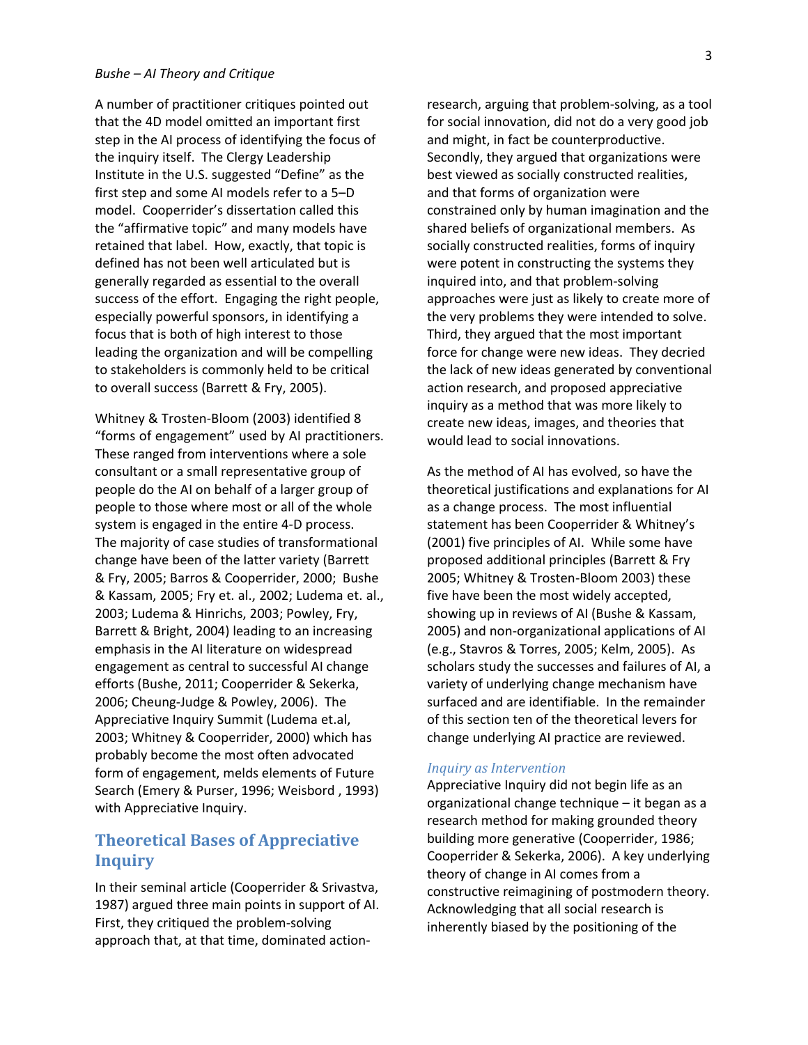A number of practitioner critiques pointed out that the 4D model omitted an important first step in the AI process of identifying the focus of the inquiry itself. The Clergy Leadership Institute in the U.S. suggested "Define" as the first step and some AI models refer to a 5–D model. Cooperrider's dissertation called this the "affirmative topic" and many models have retained that label. How, exactly, that topic is defined has not been well articulated but is generally regarded as essential to the overall success of the effort. Engaging the right people, especially powerful sponsors, in identifying a focus that is both of high interest to those leading the organization and will be compelling to stakeholders is commonly held to be critical to overall success (Barrett & Fry, 2005).

Whitney & Trosten-Bloom (2003) identified 8 "forms of engagement" used by AI practitioners. These ranged from interventions where a sole consultant or a small representative group of people do the AI on behalf of a larger group of people to those where most or all of the whole system is engaged in the entire 4-D process. The majority of case studies of transformational change have been of the latter variety (Barrett & Fry, 2005; Barros & Cooperrider, 2000; Bushe & Kassam, 2005; Fry et. al., 2002; Ludema et. al., 2003; Ludema & Hinrichs, 2003; Powley, Fry, Barrett & Bright, 2004) leading to an increasing emphasis in the AI literature on widespread engagement as central to successful AI change efforts (Bushe, 2011; Cooperrider & Sekerka, 2006; Cheung-Judge & Powley, 2006). The Appreciative Inquiry Summit (Ludema et.al, 2003; Whitney & Cooperrider, 2000) which has probably become the most often advocated form of engagement, melds elements of Future Search (Emery & Purser, 1996; Weisbord , 1993) with Appreciative Inquiry.

## Theoretical Bases of Appreciative Inquiry

In their seminal article (Cooperrider & Srivastva, 1987) argued three main points in support of AI. First, they critiqued the problem-solving approach that, at that time, dominated action-research, arguing that problem-solving, as a tool for social innovation, did not do a very good job and might, in fact be counterproductive. Secondly, they argued that organizations were best viewed as socially constructed realities, and that forms of organization were constrained only by human imagination and the shared beliefs of organizational members. As socially constructed realities, forms of inquiry were potent in constructing the systems they inquired into, and that problem-solving approaches were just as likely to create more of the very problems they were intended to solve. Third, they argued that the most important force for change were new ideas. They decried the lack of new ideas generated by conventional action research, and proposed appreciative inquiry as a method that was more likely to create new ideas, images, and theories that would lead to social innovations.

As the method of AI has evolved, so have the theoretical justifications and explanations for AI as a change process. The most influential statement has been Cooperrider & Whitney's (2001) five principles of AI. While some have proposed additional principles (Barrett & Fry 2005; Whitney & Trosten-Bloom 2003) these five have been the most widely accepted, showing up in reviews of AI (Bushe & Kassam, 2005) and non-organizational applications of AI (e.g., Stavros & Torres, 2005; Kelm, 2005). As scholars study the successes and failures of AI, a variety of underlying change mechanism have surfaced and are identifiable. In the remainder of this section ten of the theoretical levers for change underlying AI practice are reviewed.

### *Inquiry as Intervention*

Appreciative Inquiry did not begin life as an organizational change technique – it began as a research method for making grounded theory building more generative (Cooperrider, 1986; Cooperrider & Sekerka, 2006). A key underlying theory of change in AI comes from a constructive reimagining of postmodern theory. Acknowledging that all social research is inherently biased by the positioning of the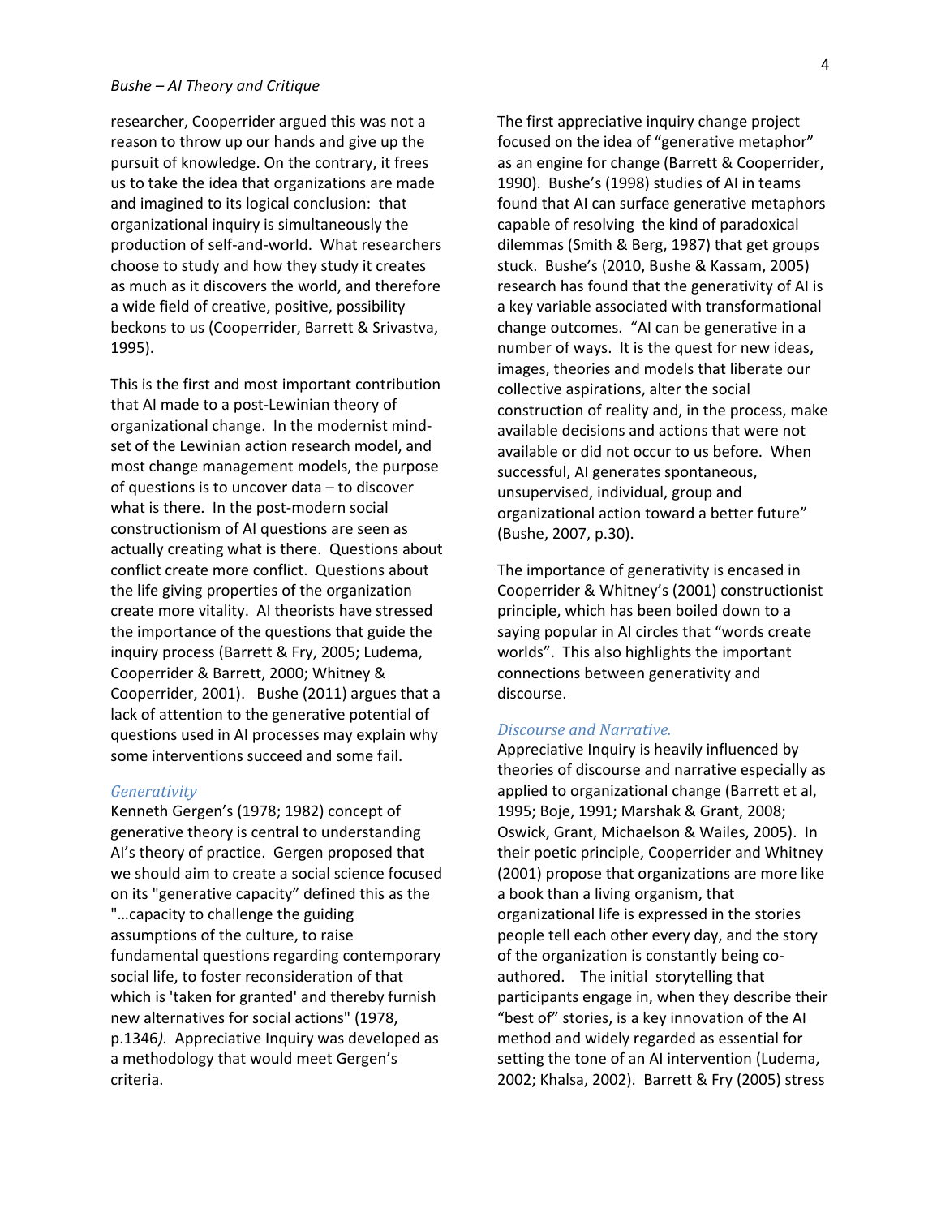researcher, Cooperrider argued this was not a reason to throw up our hands and give up the pursuit of knowledge. On the contrary, it frees us to take the idea that organizations are made and imagined to its logical conclusion: that organizational inquiry is simultaneously the production of self-and-world. What researchers choose to study and how they study it creates as much as it discovers the world, and therefore a wide field of creative, positive, possibility beckons to us (Cooperrider, Barrett & Srivastva, 1995).

This is the first and most important contribution that AI made to a post-Lewinian theory of organizational change. In the modernist mind-set of the Lewinian action research model, and most change management models, the purpose of questions is to uncover data – to discover what is there. In the post-modern social constructionism of AI questions are seen as actually creating what is there. Questions about conflict create more conflict. Questions about the life giving properties of the organization create more vitality. AI theorists have stressed the importance of the questions that guide the inquiry process (Barrett & Fry, 2005; Ludema, Cooperrider & Barrett, 2000; Whitney & Cooperrider, 2001). Bushe (2011) argues that a lack of attention to the generative potential of questions used in AI processes may explain why some interventions succeed and some fail.

### *Generativity*

Kenneth Gergen's (1978; 1982) concept of generative theory is central to understanding AI's theory of practice. Gergen proposed that we should aim to create a social science focused on its "generative capacity" defined this as the "…capacity to challenge the guiding assumptions of the culture, to raise fundamental questions regarding contemporary social life, to foster reconsideration of that which is 'taken for granted' and thereby furnish new alternatives for social actions" (1978, p.1346*).* Appreciative Inquiry was developed as a methodology that would meet Gergen's criteria.

The first appreciative inquiry change project focused on the idea of "generative metaphor" as an engine for change (Barrett & Cooperrider, 1990). Bushe's (1998) studies of AI in teams found that AI can surface generative metaphors capable of resolving the kind of paradoxical dilemmas (Smith & Berg, 1987) that get groups stuck. Bushe's (2010, Bushe & Kassam, 2005) research has found that the generativity of AI is a key variable associated with transformational change outcomes. "AI can be generative in a number of ways. It is the quest for new ideas, images, theories and models that liberate our collective aspirations, alter the social construction of reality and, in the process, make available decisions and actions that were not available or did not occur to us before. When successful, AI generates spontaneous, unsupervised, individual, group and organizational action toward a better future" (Bushe, 2007, p.30).

The importance of generativity is encased in Cooperrider & Whitney's (2001) constructionist principle, which has been boiled down to a saying popular in AI circles that "words create worlds". This also highlights the important connections between generativity and discourse.

### *Discourse and Narrative.*

Appreciative Inquiry is heavily influenced by theories of discourse and narrative especially as applied to organizational change (Barrett et al, 1995; Boje, 1991; Marshak & Grant, 2008; Oswick, Grant, Michaelson & Wailes, 2005). In their poetic principle, Cooperrider and Whitney (2001) propose that organizations are more like a book than a living organism, that organizational life is expressed in the stories people tell each other every day, and the story of the organization is constantly being co-authored. The initial storytelling that participants engage in, when they describe their "best of" stories, is a key innovation of the AI method and widely regarded as essential for setting the tone of an AI intervention (Ludema, 2002; Khalsa, 2002). Barrett & Fry (2005) stress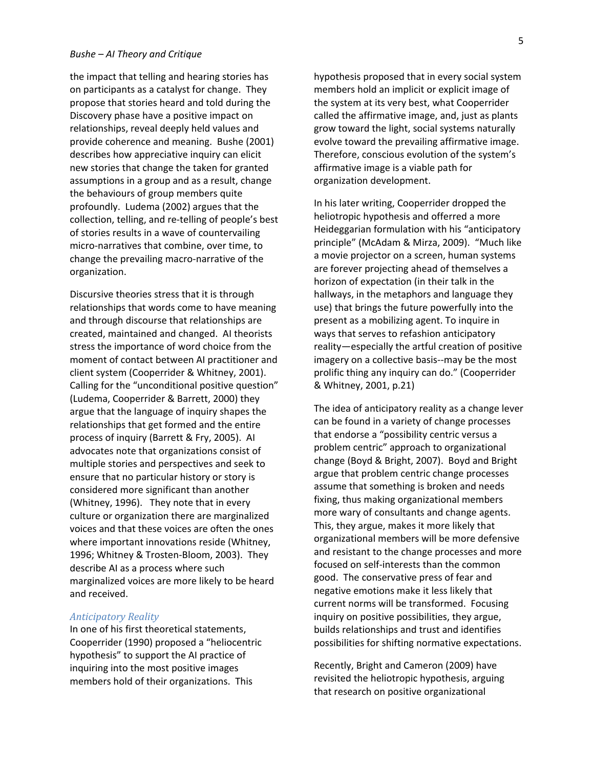the impact that telling and hearing stories has on participants as a catalyst for change. They propose that stories heard and told during the Discovery phase have a positive impact on relationships, reveal deeply held values and provide coherence and meaning. Bushe (2001) describes how appreciative inquiry can elicit new stories that change the taken for granted assumptions in a group and as a result, change the behaviours of group members quite profoundly. Ludema (2002) argues that the collection, telling, and re-telling of people's best of stories results in a wave of countervailing micro-narratives that combine, over time, to change the prevailing macro-narrative of the organization.

Discursive theories stress that it is through relationships that words come to have meaning and through discourse that relationships are created, maintained and changed. AI theorists stress the importance of word choice from the moment of contact between AI practitioner and client system (Cooperrider & Whitney, 2001). Calling for the "unconditional positive question" (Ludema, Cooperrider & Barrett, 2000) they argue that the language of inquiry shapes the relationships that get formed and the entire process of inquiry (Barrett & Fry, 2005). AI advocates note that organizations consist of multiple stories and perspectives and seek to ensure that no particular history or story is considered more significant than another (Whitney, 1996). They note that in every culture or organization there are marginalized voices and that these voices are often the ones where important innovations reside (Whitney, 1996; Whitney & Trosten-Bloom, 2003). They describe AI as a process where such marginalized voices are more likely to be heard and received.

### *Anticipatory Reality*

In one of his first theoretical statements, Cooperrider (1990) proposed a "heliocentric hypothesis" to support the AI practice of inquiring into the most positive images members hold of their organizations. This hypothesis proposed that in every social system members hold an implicit or explicit image of the system at its very best, what Cooperrider called the affirmative image, and, just as plants grow toward the light, social systems naturally evolve toward the prevailing affirmative image. Therefore, conscious evolution of the system's affirmative image is a viable path for organization development.

In his later writing, Cooperrider dropped the heliotropic hypothesis and offerred a more Heideggarian formulation with his "anticipatory principle" (McAdam & Mirza, 2009). "Much like a movie projector on a screen, human systems are forever projecting ahead of themselves a horizon of expectation (in their talk in the hallways, in the metaphors and language they use) that brings the future powerfully into the present as a mobilizing agent. To inquire in ways that serves to refashion anticipatory reality—especially the artful creation of positive imagery on a collective basis--may be the most prolific thing any inquiry can do." (Cooperrider & Whitney, 2001, p.21)

The idea of anticipatory reality as a change lever can be found in a variety of change processes that endorse a "possibility centric versus a problem centric" approach to organizational change (Boyd & Bright, 2007). Boyd and Bright argue that problem centric change processes assume that something is broken and needs fixing, thus making organizational members more wary of consultants and change agents. This, they argue, makes it more likely that organizational members will be more defensive and resistant to the change processes and more focused on self-interests than the common good. The conservative press of fear and negative emotions make it less likely that current norms will be transformed. Focusing inquiry on positive possibilities, they argue, builds relationships and trust and identifies possibilities for shifting normative expectations.

Recently, Bright and Cameron (2009) have revisited the heliotropic hypothesis, arguing that research on positive organizational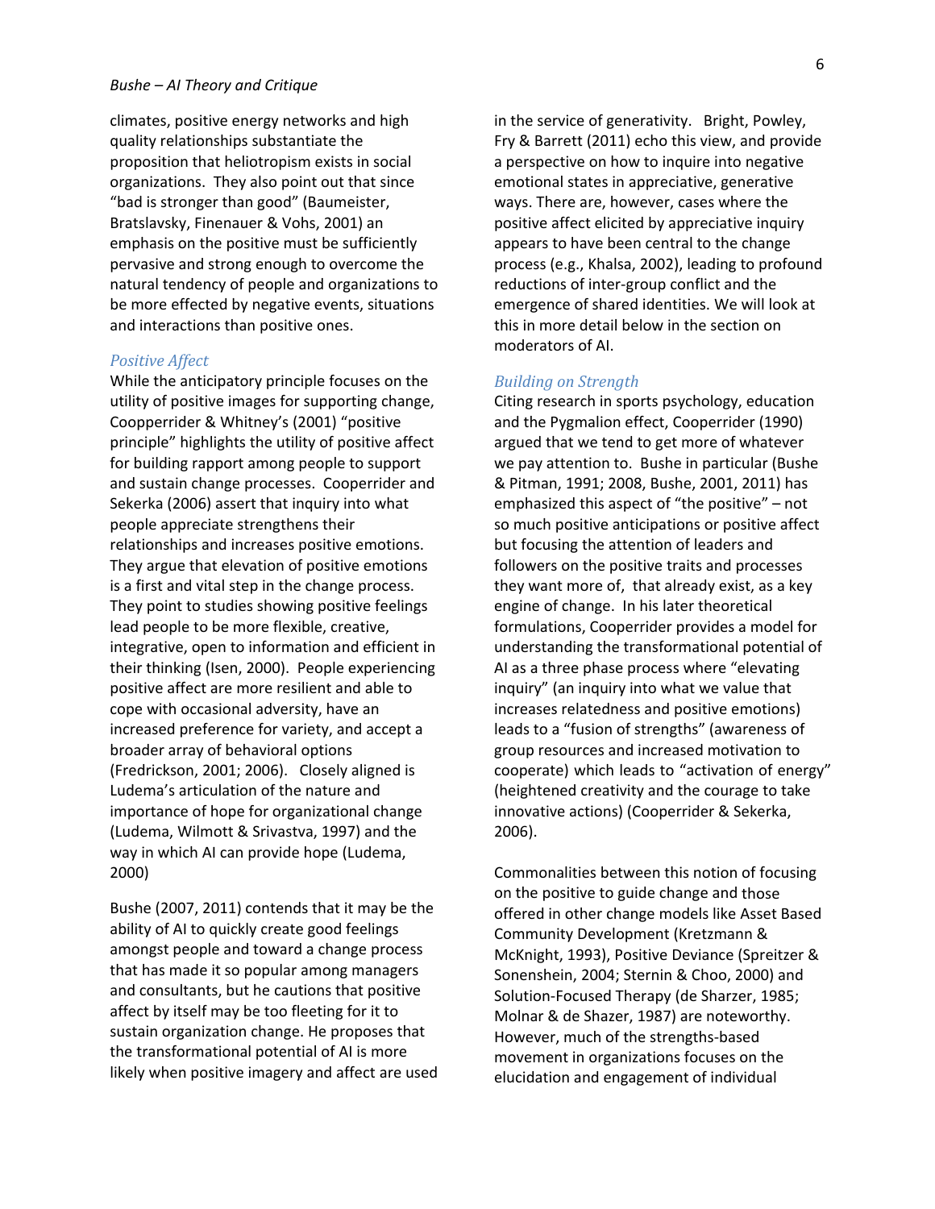climates, positive energy networks and high quality relationships substantiate the proposition that heliotropism exists in social organizations. They also point out that since "bad is stronger than good" (Baumeister, Bratslavsky, Finenauer & Vohs, 2001) an emphasis on the positive must be sufficiently pervasive and strong enough to overcome the natural tendency of people and organizations to be more effected by negative events, situations and interactions than positive ones.

### *Positive Affect*

While the anticipatory principle focuses on the utility of positive images for supporting change, Coopperrider & Whitney's (2001) "positive principle" highlights the utility of positive affect for building rapport among people to support and sustain change processes. Cooperrider and Sekerka (2006) assert that inquiry into what people appreciate strengthens their relationships and increases positive emotions. They argue that elevation of positive emotions is a first and vital step in the change process. They point to studies showing positive feelings lead people to be more flexible, creative, integrative, open to information and efficient in their thinking (Isen, 2000). People experiencing positive affect are more resilient and able to cope with occasional adversity, have an increased preference for variety, and accept a broader array of behavioral options (Fredrickson, 2001; 2006). Closely aligned is Ludema's articulation of the nature and importance of hope for organizational change (Ludema, Wilmott & Srivastva, 1997) and the way in which AI can provide hope (Ludema, 2000)

Bushe (2007, 2011) contends that it may be the ability of AI to quickly create good feelings amongst people and toward a change process that has made it so popular among managers and consultants, but he cautions that positive affect by itself may be too fleeting for it to sustain organization change. He proposes that the transformational potential of AI is more likely when positive imagery and affect are used in the service of generativity. Bright, Powley, Fry & Barrett (2011) echo this view, and provide a perspective on how to inquire into negative emotional states in appreciative, generative ways. There are, however, cases where the positive affect elicited by appreciative inquiry appears to have been central to the change process (e.g., Khalsa, 2002), leading to profound reductions of inter-group conflict and the emergence of shared identities. We will look at this in more detail below in the section on moderators of AI.

### *Building on Strength*

Citing research in sports psychology, education and the Pygmalion effect, Cooperrider (1990) argued that we tend to get more of whatever we pay attention to. Bushe in particular (Bushe & Pitman, 1991; 2008, Bushe, 2001, 2011) has emphasized this aspect of "the positive" – not so much positive anticipations or positive affect but focusing the attention of leaders and followers on the positive traits and processes they want more of, that already exist, as a key engine of change. In his later theoretical formulations, Cooperrider provides a model for understanding the transformational potential of AI as a three phase process where "elevating inquiry" (an inquiry into what we value that increases relatedness and positive emotions) leads to a "fusion of strengths" (awareness of group resources and increased motivation to cooperate) which leads to "activation of energy" (heightened creativity and the courage to take innovative actions) (Cooperrider & Sekerka, 2006).

Commonalities between this notion of focusing on the positive to guide change and those offered in other change models like Asset Based Community Development (Kretzmann & McKnight, 1993), Positive Deviance (Spreitzer & Sonenshein, 2004; Sternin & Choo, 2000) and Solution-Focused Therapy (de Sharzer, 1985; Molnar & de Shazer, 1987) are noteworthy. However, much of the strengths-based movement in organizations focuses on the elucidation and engagement of individual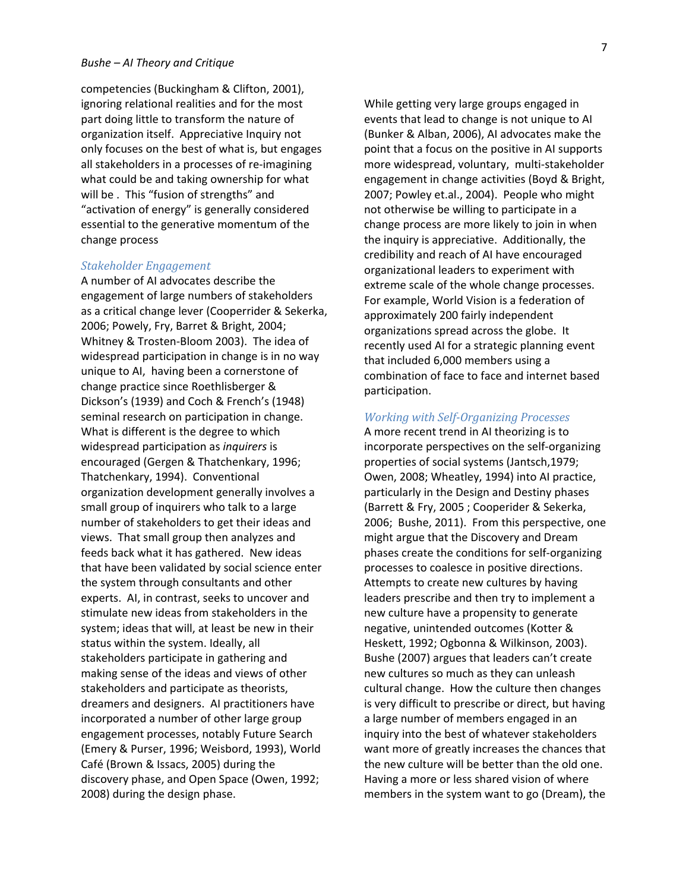competencies (Buckingham & Clifton, 2001), ignoring relational realities and for the most part doing little to transform the nature of organization itself. Appreciative Inquiry not only focuses on the best of what is, but engages all stakeholders in a processes of re-imagining what could be and taking ownership for what will be . This "fusion of strengths" and "activation of energy" is generally considered essential to the generative momentum of the change process

### *Stakeholder Engagement*

A number of AI advocates describe the engagement of large numbers of stakeholders as a critical change lever (Cooperrider & Sekerka, 2006; Powely, Fry, Barret & Bright, 2004; Whitney & Trosten-Bloom 2003). The idea of widespread participation in change is in no way unique to AI, having been a cornerstone of change practice since Roethlisberger & Dickson's (1939) and Coch & French's (1948) seminal research on participation in change. What is different is the degree to which widespread participation as *inquirers* is encouraged (Gergen & Thatchenkary, 1996; Thatchenkary, 1994). Conventional organization development generally involves a small group of inquirers who talk to a large number of stakeholders to get their ideas and views. That small group then analyzes and feeds back what it has gathered. New ideas that have been validated by social science enter the system through consultants and other experts. AI, in contrast, seeks to uncover and stimulate new ideas from stakeholders in the system; ideas that will, at least be new in their status within the system. Ideally, all stakeholders participate in gathering and making sense of the ideas and views of other stakeholders and participate as theorists, dreamers and designers. AI practitioners have incorporated a number of other large group engagement processes, notably Future Search (Emery & Purser, 1996; Weisbord, 1993), World Café (Brown & Issacs, 2005) during the discovery phase, and Open Space (Owen, 1992; 2008) during the design phase.

While getting very large groups engaged in events that lead to change is not unique to AI (Bunker & Alban, 2006), AI advocates make the point that a focus on the positive in AI supports more widespread, voluntary, multi-stakeholder engagement in change activities (Boyd & Bright, 2007; Powley et.al., 2004). People who might not otherwise be willing to participate in a change process are more likely to join in when the inquiry is appreciative. Additionally, the credibility and reach of AI have encouraged organizational leaders to experiment with extreme scale of the whole change processes. For example, World Vision is a federation of approximately 200 fairly independent organizations spread across the globe. It recently used AI for a strategic planning event that included 6,000 members using a combination of face to face and internet based participation.

### *Working with Self-Organizing Processes*

A more recent trend in AI theorizing is to incorporate perspectives on the self-organizing properties of social systems (Jantsch,1979; Owen, 2008; Wheatley, 1994) into AI practice, particularly in the Design and Destiny phases (Barrett & Fry, 2005 ; Cooperider & Sekerka, 2006; Bushe, 2011). From this perspective, one might argue that the Discovery and Dream phases create the conditions for self-organizing processes to coalesce in positive directions. Attempts to create new cultures by having leaders prescribe and then try to implement a new culture have a propensity to generate negative, unintended outcomes (Kotter & Heskett, 1992; Ogbonna & Wilkinson, 2003). Bushe (2007) argues that leaders can't create new cultures so much as they can unleash cultural change. How the culture then changes is very difficult to prescribe or direct, but having a large number of members engaged in an inquiry into the best of whatever stakeholders want more of greatly increases the chances that the new culture will be better than the old one. Having a more or less shared vision of where members in the system want to go (Dream), the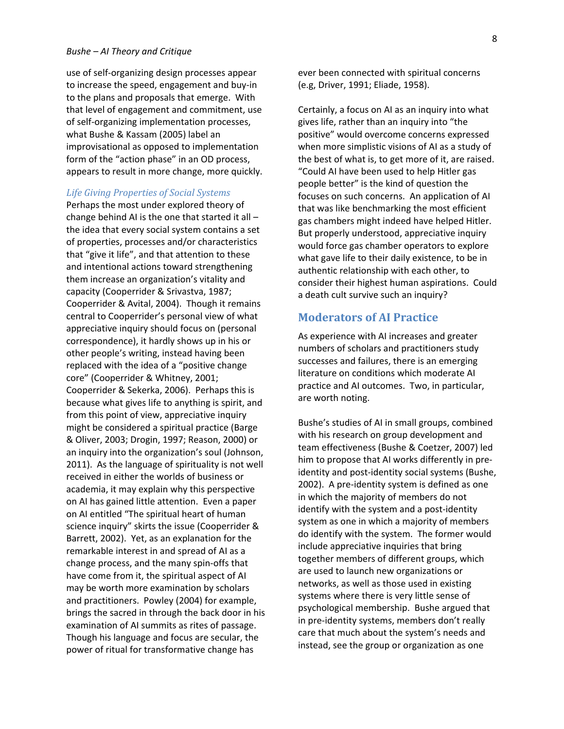use of self-organizing design processes appear to increase the speed, engagement and buy-in to the plans and proposals that emerge. With that level of engagement and commitment, use of self-organizing implementation processes, what Bushe & Kassam (2005) label an improvisational as opposed to implementation form of the "action phase" in an OD process, appears to result in more change, more quickly.

### *Life Giving Properties of Social Systems*

Perhaps the most under explored theory of change behind AI is the one that started it all – the idea that every social system contains a set of properties, processes and/or characteristics that "give it life", and that attention to these and intentional actions toward strengthening them increase an organization's vitality and capacity (Cooperrider & Srivastva, 1987; Cooperrider & Avital, 2004). Though it remains central to Cooperrider's personal view of what appreciative inquiry should focus on (personal correspondence), it hardly shows up in his or other people's writing, instead having been replaced with the idea of a "positive change core" (Cooperrider & Whitney, 2001; Cooperrider & Sekerka, 2006). Perhaps this is because what gives life to anything is spirit, and from this point of view, appreciative inquiry might be considered a spiritual practice (Barge & Oliver, 2003; Drogin, 1997; Reason, 2000) or an inquiry into the organization's soul (Johnson, 2011). As the language of spirituality is not well received in either the worlds of business or academia, it may explain why this perspective on AI has gained little attention. Even a paper on AI entitled "The spiritual heart of human science inquiry" skirts the issue (Cooperrider & Barrett, 2002). Yet, as an explanation for the remarkable interest in and spread of AI as a change process, and the many spin-offs that have come from it, the spiritual aspect of AI may be worth more examination by scholars and practitioners. Powley (2004) for example, brings the sacred in through the back door in his examination of AI summits as rites of passage. Though his language and focus are secular, the power of ritual for transformative change has ever been connected with spiritual concerns (e.g, Driver, 1991; Eliade, 1958).

Certainly, a focus on AI as an inquiry into what gives life, rather than an inquiry into "the positive" would overcome concerns expressed when more simplistic visions of AI as a study of the best of what is, to get more of it, are raised. "Could AI have been used to help Hitler gas people better" is the kind of question the focuses on such concerns. An application of AI that was like benchmarking the most efficient gas chambers might indeed have helped Hitler. But properly understood, appreciative inquiry would force gas chamber operators to explore what gave life to their daily existence, to be in authentic relationship with each other, to consider their highest human aspirations. Could a death cult survive such an inquiry?

## Moderators of AI Practice

As experience with AI increases and greater numbers of scholars and practitioners study successes and failures, there is an emerging literature on conditions which moderate AI practice and AI outcomes. Two, in particular, are worth noting.

Bushe's studies of AI in small groups, combined with his research on group development and team effectiveness (Bushe & Coetzer, 2007) led him to propose that AI works differently in pre-identity and post-identity social systems (Bushe, 2002). A pre-identity system is defined as one in which the majority of members do not identify with the system and a post-identity system as one in which a majority of members do identify with the system. The former would include appreciative inquiries that bring together members of different groups, which are used to launch new organizations or networks, as well as those used in existing systems where there is very little sense of psychological membership. Bushe argued that in pre-identity systems, members don't really care that much about the system's needs and instead, see the group or organization as one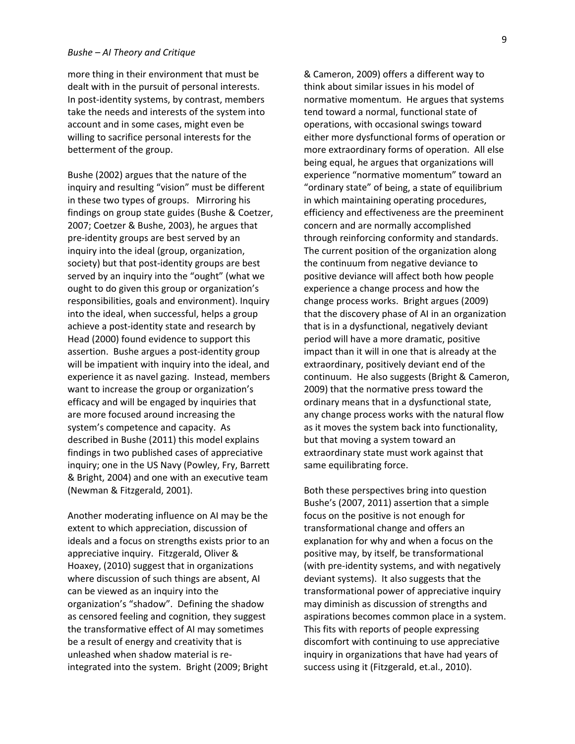more thing in their environment that must be dealt with in the pursuit of personal interests. In post-identity systems, by contrast, members take the needs and interests of the system into account and in some cases, might even be willing to sacrifice personal interests for the betterment of the group.

Bushe (2002) argues that the nature of the inquiry and resulting "vision" must be different in these two types of groups. Mirroring his findings on group state guides (Bushe & Coetzer, 2007; Coetzer & Bushe, 2003), he argues that pre-identity groups are best served by an inquiry into the ideal (group, organization, society) but that post-identity groups are best served by an inquiry into the "ought" (what we ought to do given this group or organization's responsibilities, goals and environment). Inquiry into the ideal, when successful, helps a group achieve a post-identity state and research by Head (2000) found evidence to support this assertion. Bushe argues a post-identity group will be impatient with inquiry into the ideal, and experience it as navel gazing. Instead, members want to increase the group or organization's efficacy and will be engaged by inquiries that are more focused around increasing the system's competence and capacity. As described in Bushe (2011) this model explains findings in two published cases of appreciative inquiry; one in the US Navy (Powley, Fry, Barrett & Bright, 2004) and one with an executive team (Newman & Fitzgerald, 2001).

Another moderating influence on AI may be the extent to which appreciation, discussion of ideals and a focus on strengths exists prior to an appreciative inquiry. Fitzgerald, Oliver & Hoaxey, (2010) suggest that in organizations where discussion of such things are absent, AI can be viewed as an inquiry into the organization's "shadow". Defining the shadow as censored feeling and cognition, they suggest the transformative effect of AI may sometimes be a result of energy and creativity that is unleashed when shadow material is re-integrated into the system. Bright (2009; Bright & Cameron, 2009) offers a different way to think about similar issues in his model of normative momentum. He argues that systems tend toward a normal, functional state of operations, with occasional swings toward either more dysfunctional forms of operation or more extraordinary forms of operation. All else being equal, he argues that organizations will experience "normative momentum" toward an "ordinary state" of being, a state of equilibrium in which maintaining operating procedures, efficiency and effectiveness are the preeminent concern and are normally accomplished through reinforcing conformity and standards. The current position of the organization along the continuum from negative deviance to positive deviance will affect both how people experience a change process and how the change process works. Bright argues (2009) that the discovery phase of AI in an organization that is in a dysfunctional, negatively deviant period will have a more dramatic, positive impact than it will in one that is already at the extraordinary, positively deviant end of the continuum. He also suggests (Bright & Cameron, 2009) that the normative press toward the ordinary means that in a dysfunctional state, any change process works with the natural flow as it moves the system back into functionality, but that moving a system toward an extraordinary state must work against that same equilibrating force.

Both these perspectives bring into question Bushe's (2007, 2011) assertion that a simple focus on the positive is not enough for transformational change and offers an explanation for why and when a focus on the positive may, by itself, be transformational (with pre-identity systems, and with negatively deviant systems). It also suggests that the transformational power of appreciative inquiry may diminish as discussion of strengths and aspirations becomes common place in a system. This fits with reports of people expressing discomfort with continuing to use appreciative inquiry in organizations that have had years of success using it (Fitzgerald, et.al., 2010).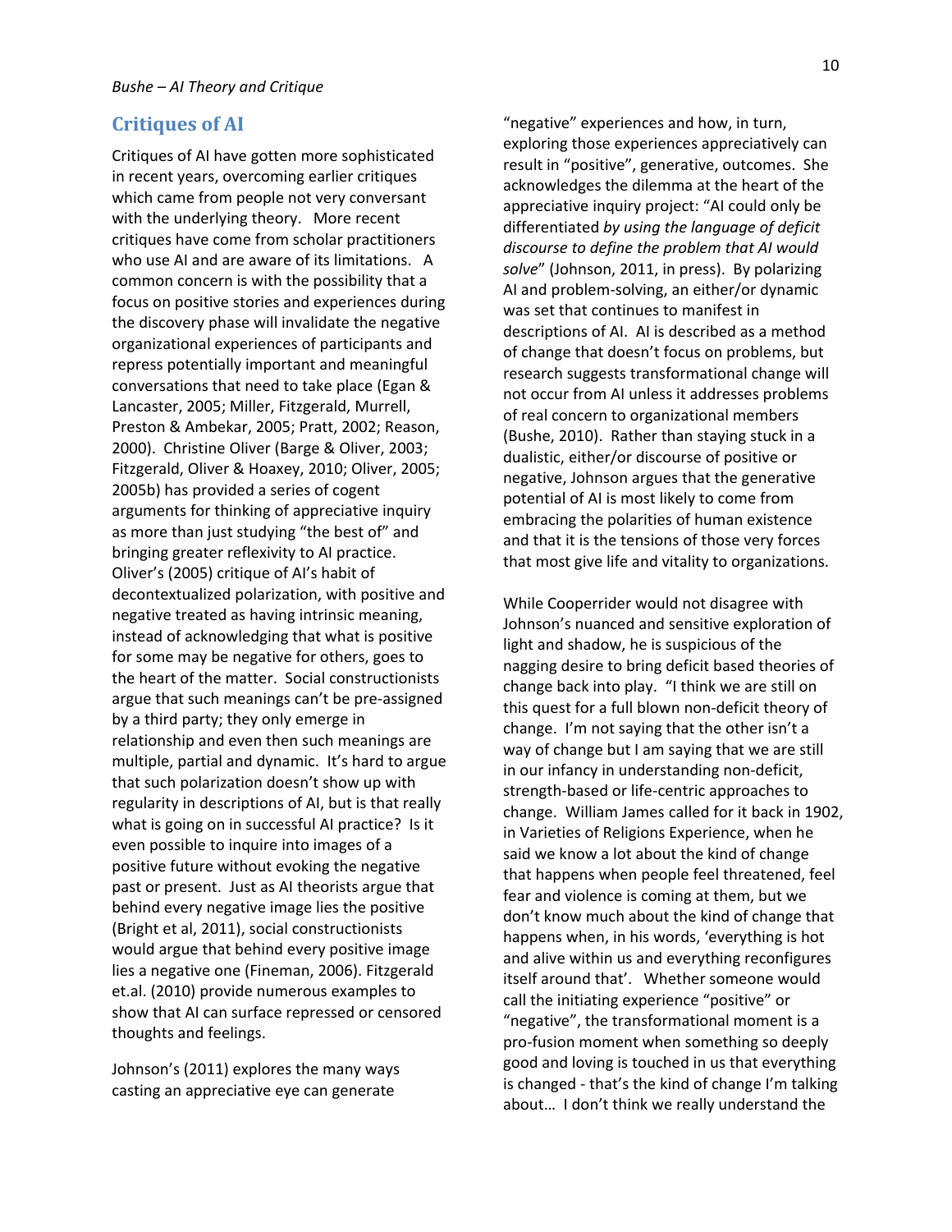## Critiques of AI

Critiques of AI have gotten more sophisticated in recent years, overcoming earlier critiques which came from people not very conversant with the underlying theory. More recent critiques have come from scholar practitioners who use AI and are aware of its limitations. A common concern is with the possibility that a focus on positive stories and experiences during the discovery phase will invalidate the negative organizational experiences of participants and repress potentially important and meaningful conversations that need to take place (Egan & Lancaster, 2005; Miller, Fitzgerald, Murrell, Preston & Ambekar, 2005; Pratt, 2002; Reason, 2000). Christine Oliver (Barge & Oliver, 2003; Fitzgerald, Oliver & Hoaxey, 2010; Oliver, 2005; 2005b) has provided a series of cogent arguments for thinking of appreciative inquiry as more than just studying "the best of" and bringing greater reflexivity to AI practice. Oliver's (2005) critique of AI's habit of decontextualized polarization, with positive and negative treated as having intrinsic meaning, instead of acknowledging that what is positive for some may be negative for others, goes to the heart of the matter. Social constructionists argue that such meanings can't be pre-assigned by a third party; they only emerge in relationship and even then such meanings are multiple, partial and dynamic. It's hard to argue that such polarization doesn't show up with regularity in descriptions of AI, but is that really what is going on in successful AI practice? Is it even possible to inquire into images of a positive future without evoking the negative past or present. Just as AI theorists argue that behind every negative image lies the positive (Bright et al, 2011), social constructionists would argue that behind every positive image lies a negative one (Fineman, 2006). Fitzgerald et.al. (2010) provide numerous examples to show that AI can surface repressed or censored thoughts and feelings.

Johnson's (2011) explores the many ways casting an appreciative eye can generate "negative" experiences and how, in turn, exploring those experiences appreciatively can result in "positive", generative, outcomes. She acknowledges the dilemma at the heart of the appreciative inquiry project: "AI could only be differentiated *by using the language of deficit discourse to define the problem that AI would solve*" (Johnson, 2011, in press). By polarizing AI and problem-solving, an either/or dynamic was set that continues to manifest in descriptions of AI. AI is described as a method of change that doesn't focus on problems, but research suggests transformational change will not occur from AI unless it addresses problems of real concern to organizational members (Bushe, 2010). Rather than staying stuck in a dualistic, either/or discourse of positive or negative, Johnson argues that the generative potential of AI is most likely to come from embracing the polarities of human existence and that it is the tensions of those very forces that most give life and vitality to organizations.

While Cooperrider would not disagree with Johnson's nuanced and sensitive exploration of light and shadow, he is suspicious of the nagging desire to bring deficit based theories of change back into play. "I think we are still on this quest for a full blown non-deficit theory of change. I'm not saying that the other isn't a way of change but I am saying that we are still in our infancy in understanding non-deficit, strength-based or life-centric approaches to change. William James called for it back in 1902, in Varieties of Religions Experience, when he said we know a lot about the kind of change that happens when people feel threatened, feel fear and violence is coming at them, but we don't know much about the kind of change that happens when, in his words, 'everything is hot and alive within us and everything reconfigures itself around that'. Whether someone would call the initiating experience "positive" or "negative", the transformational moment is a pro-fusion moment when something so deeply good and loving is touched in us that everything is changed - that's the kind of change I'm talking about… I don't think we really understand the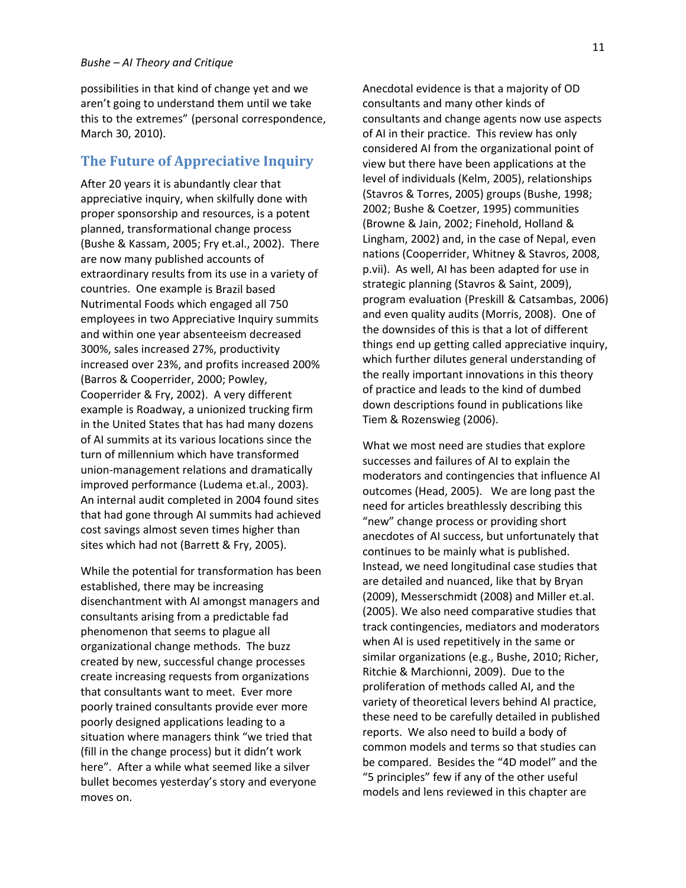possibilities in that kind of change yet and we aren't going to understand them until we take this to the extremes" (personal correspondence, March 30, 2010).

## The Future of Appreciative Inquiry

After 20 years it is abundantly clear that appreciative inquiry, when skilfully done with proper sponsorship and resources, is a potent planned, transformational change process (Bushe & Kassam, 2005; Fry et.al., 2002). There are now many published accounts of extraordinary results from its use in a variety of countries. One example is Brazil based Nutrimental Foods which engaged all 750 employees in two Appreciative Inquiry summits and within one year absenteeism decreased 300%, sales increased 27%, productivity increased over 23%, and profits increased 200% (Barros & Cooperrider, 2000; Powley, Cooperrider & Fry, 2002). A very different example is Roadway, a unionized trucking firm in the United States that has had many dozens of AI summits at its various locations since the turn of millennium which have transformed union-management relations and dramatically improved performance (Ludema et.al., 2003). An internal audit completed in 2004 found sites that had gone through AI summits had achieved cost savings almost seven times higher than sites which had not (Barrett & Fry, 2005).

While the potential for transformation has been established, there may be increasing disenchantment with AI amongst managers and consultants arising from a predictable fad phenomenon that seems to plague all organizational change methods. The buzz created by new, successful change processes create increasing requests from organizations that consultants want to meet. Ever more poorly trained consultants provide ever more poorly designed applications leading to a situation where managers think "we tried that (fill in the change process) but it didn't work here". After a while what seemed like a silver bullet becomes yesterday's story and everyone moves on.

Anecdotal evidence is that a majority of OD consultants and many other kinds of consultants and change agents now use aspects of AI in their practice. This review has only considered AI from the organizational point of view but there have been applications at the level of individuals (Kelm, 2005), relationships (Stavros & Torres, 2005) groups (Bushe, 1998; 2002; Bushe & Coetzer, 1995) communities (Browne & Jain, 2002; Finehold, Holland & Lingham, 2002) and, in the case of Nepal, even nations (Cooperrider, Whitney & Stavros, 2008, p.vii). As well, AI has been adapted for use in strategic planning (Stavros & Saint, 2009), program evaluation (Preskill & Catsambas, 2006) and even quality audits (Morris, 2008). One of the downsides of this is that a lot of different things end up getting called appreciative inquiry, which further dilutes general understanding of the really important innovations in this theory of practice and leads to the kind of dumbed down descriptions found in publications like Tiem & Rozenswieg (2006).

What we most need are studies that explore successes and failures of AI to explain the moderators and contingencies that influence AI outcomes (Head, 2005). We are long past the need for articles breathlessly describing this "new" change process or providing short anecdotes of AI success, but unfortunately that continues to be mainly what is published. Instead, we need longitudinal case studies that are detailed and nuanced, like that by Bryan (2009), Messerschmidt (2008) and Miller et.al. (2005). We also need comparative studies that track contingencies, mediators and moderators when AI is used repetitively in the same or similar organizations (e.g., Bushe, 2010; Richer, Ritchie & Marchionni, 2009). Due to the proliferation of methods called AI, and the variety of theoretical levers behind AI practice, these need to be carefully detailed in published reports. We also need to build a body of common models and terms so that studies can be compared. Besides the "4D model" and the "5 principles" few if any of the other useful models and lens reviewed in this chapter are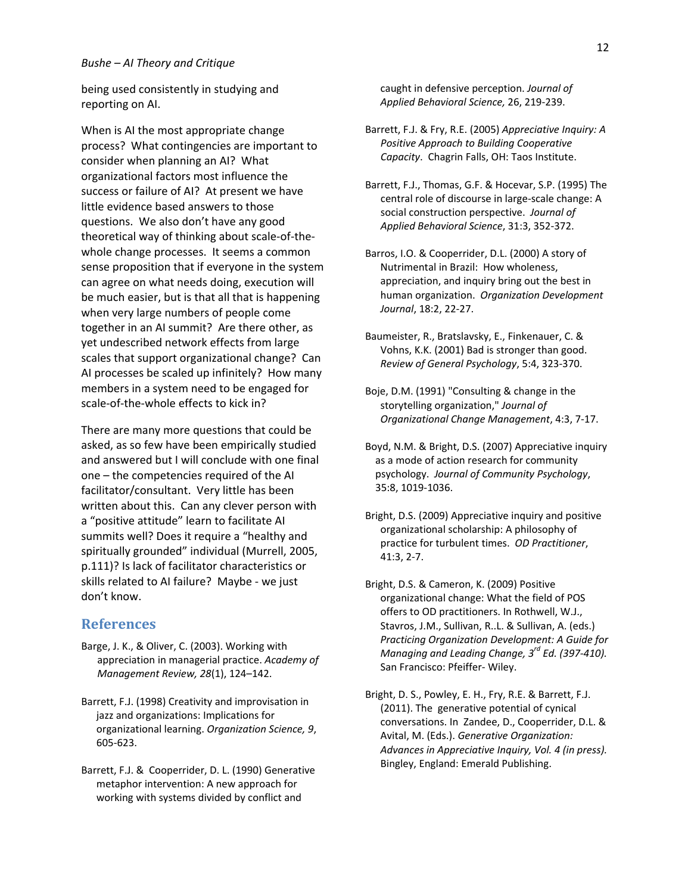being used consistently in studying and reporting on AI.

When is AI the most appropriate change process? What contingencies are important to consider when planning an AI? What organizational factors most influence the success or failure of AI? At present we have little evidence based answers to those questions. We also don't have any good theoretical way of thinking about scale-of-the-whole change processes. It seems a common sense proposition that if everyone in the system can agree on what needs doing, execution will be much easier, but is that all that is happening when very large numbers of people come together in an AI summit? Are there other, as yet undescribed network effects from large scales that support organizational change? Can AI processes be scaled up infinitely? How many members in a system need to be engaged for scale-of-the-whole effects to kick in?

There are many more questions that could be asked, as so few have been empirically studied and answered but I will conclude with one final one – the competencies required of the AI facilitator/consultant. Very little has been written about this. Can any clever person with a "positive attitude" learn to facilitate AI summits well? Does it require a "healthy and spiritually grounded" individual (Murrell, 2005, p.111)? Is lack of facilitator characteristics or skills related to AI failure? Maybe - we just don't know.

## References

Barge, J. K., & Oliver, C. (2003). Working with appreciation in managerial practice. *Academy of Management Review, 28*(1), 124–142.

Barrett, F.J. (1998) Creativity and improvisation in jazz and organizations: Implications for organizational learning. *Organization Science, 9*, 605-623.

Barrett, F.J. & Cooperrider, D. L. (1990) Generative metaphor intervention: A new approach for working with systems divided by conflict and caught in defensive perception. *Journal of Applied Behavioral Science,* 26, 219-239.

Barrett, F.J. & Fry, R.E. (2005) *Appreciative Inquiry: A Positive Approach to Building Cooperative Capacity*. Chagrin Falls, OH: Taos Institute.

Barrett, F.J., Thomas, G.F. & Hocevar, S.P. (1995) The central role of discourse in large-scale change: A social construction perspective. *Journal of Applied Behavioral Science*, 31:3, 352-372.

Barros, I.O. & Cooperrider, D.L. (2000) A story of Nutrimental in Brazil: How wholeness, appreciation, and inquiry bring out the best in human organization. *Organization Development Journal*, 18:2, 22-27.

Baumeister, R., Bratslavsky, E., Finkenauer, C. & Vohns, K.K. (2001) Bad is stronger than good. *Review of General Psychology*, 5:4, 323-370.

Boje, D.M. (1991) "Consulting & change in the storytelling organization," *Journal of Organizational Change Management*, 4:3, 7-17.

Boyd, N.M. & Bright, D.S. (2007) Appreciative inquiry as a mode of action research for community psychology. *Journal of Community Psychology*, 35:8, 1019-1036.

Bright, D.S. (2009) Appreciative inquiry and positive organizational scholarship: A philosophy of practice for turbulent times. *OD Practitioner*, 41:3, 2-7.

Bright, D.S. & Cameron, K. (2009) Positive organizational change: What the field of POS offers to OD practitioners. In Rothwell, W.J., Stavros, J.M., Sullivan, R..L. & Sullivan, A. (eds.) *Practicing Organization Development: A Guide for Managing and Leading Change, 3rd Ed. (397-410).* San Francisco: Pfeiffer- Wiley.

Bright, D. S., Powley, E. H., Fry, R.E. & Barrett, F.J. (2011). The generative potential of cynical conversations. In Zandee, D., Cooperrider, D.L. & Avital, M. (Eds.). *Generative Organization: Advances in Appreciative Inquiry, Vol. 4 (in press).* Bingley, England: Emerald Publishing.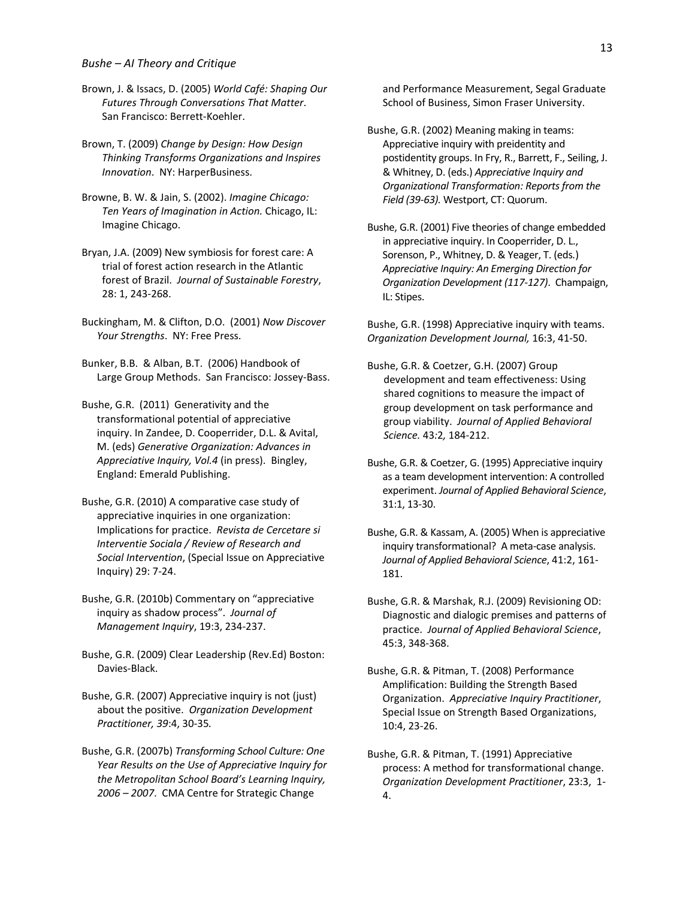Brown, J. & Issacs, D. (2005) *World Café: Shaping Our Futures Through Conversations That Matter*. San Francisco: Berrett-Koehler.

Brown, T. (2009) *Change by Design: How Design Thinking Transforms Organizations and Inspires Innovation*. NY: HarperBusiness.

Browne, B. W. & Jain, S. (2002). *Imagine Chicago: Ten Years of Imagination in Action.* Chicago, IL: Imagine Chicago.

Bryan, J.A. (2009) New symbiosis for forest care: A trial of forest action research in the Atlantic forest of Brazil. *Journal of Sustainable Forestry*, 28: 1, 243-268.

Buckingham, M. & Clifton, D.O. (2001) *Now Discover Your Strengths*. NY: Free Press.

Bunker, B.B. & Alban, B.T. (2006) Handbook of Large Group Methods. San Francisco: Jossey-Bass.

Bushe, G.R. (2011) Generativity and the transformational potential of appreciative inquiry. In Zandee, D. Cooperrider, D.L. & Avital, M. (eds) *Generative Organization: Advances in Appreciative Inquiry, Vol.4* (in press). Bingley, England: Emerald Publishing.

Bushe, G.R. (2010) A comparative case study of appreciative inquiries in one organization: Implications for practice. *Revista de Cercetare si Interventie Sociala / Review of Research and Social Intervention*, (Special Issue on Appreciative Inquiry) 29: 7-24.

Bushe, G.R. (2010b) Commentary on "appreciative inquiry as shadow process". *Journal of Management Inquiry*, 19:3, 234-237.

Bushe, G.R. (2009) Clear Leadership (Rev.Ed) Boston: Davies-Black.

Bushe, G.R. (2007) Appreciative inquiry is not (just) about the positive. *Organization Development Practitioner, 39*:4, 30-35*.*

Bushe, G.R. (2007b) *Transforming School Culture: One Year Results on the Use of Appreciative Inquiry for the Metropolitan School Board's Learning Inquiry, 2006 – 2007*. CMA Centre for Strategic Change and Performance Measurement, Segal Graduate School of Business, Simon Fraser University.

Bushe, G.R. (2002) Meaning making in teams: Appreciative inquiry with preidentity and postidentity groups. In Fry, R., Barrett, F., Seiling, J. & Whitney, D. (eds.) *Appreciative Inquiry and Organizational Transformation: Reports from the Field (39-63).* Westport, CT: Quorum.

Bushe, G.R. (2001) Five theories of change embedded in appreciative inquiry. In Cooperrider, D. L., Sorenson, P., Whitney, D. & Yeager, T. (eds.) *Appreciative Inquiry: An Emerging Direction for Organization Development (117-127)*. Champaign, IL: Stipes.

Bushe, G.R. (1998) Appreciative inquiry with teams. *Organization Development Journal,* 16:3, 41-50.

Bushe, G.R. & Coetzer, G.H. (2007) Group development and team effectiveness: Using shared cognitions to measure the impact of group development on task performance and group viability. *Journal of Applied Behavioral Science.* 43*:*2*,* 184-212.

Bushe, G.R. & Coetzer, G. (1995) Appreciative inquiry as a team development intervention: A controlled experiment. *Journal of Applied Behavioral Science*, 31:1, 13-30.

Bushe, G.R. & Kassam, A. (2005) When is appreciative inquiry transformational? A meta-case analysis. *Journal of Applied Behavioral Science*, 41:2, 161-181.

Bushe, G.R. & Marshak, R.J. (2009) Revisioning OD: Diagnostic and dialogic premises and patterns of practice. *Journal of Applied Behavioral Science*, 45:3, 348-368.

Bushe, G.R. & Pitman, T. (2008) Performance Amplification: Building the Strength Based Organization. *Appreciative Inquiry Practitioner*, Special Issue on Strength Based Organizations, 10:4, 23-26.

Bushe, G.R. & Pitman, T. (1991) Appreciative process: A method for transformational change. *Organization Development Practitioner*, 23:3, 1-4.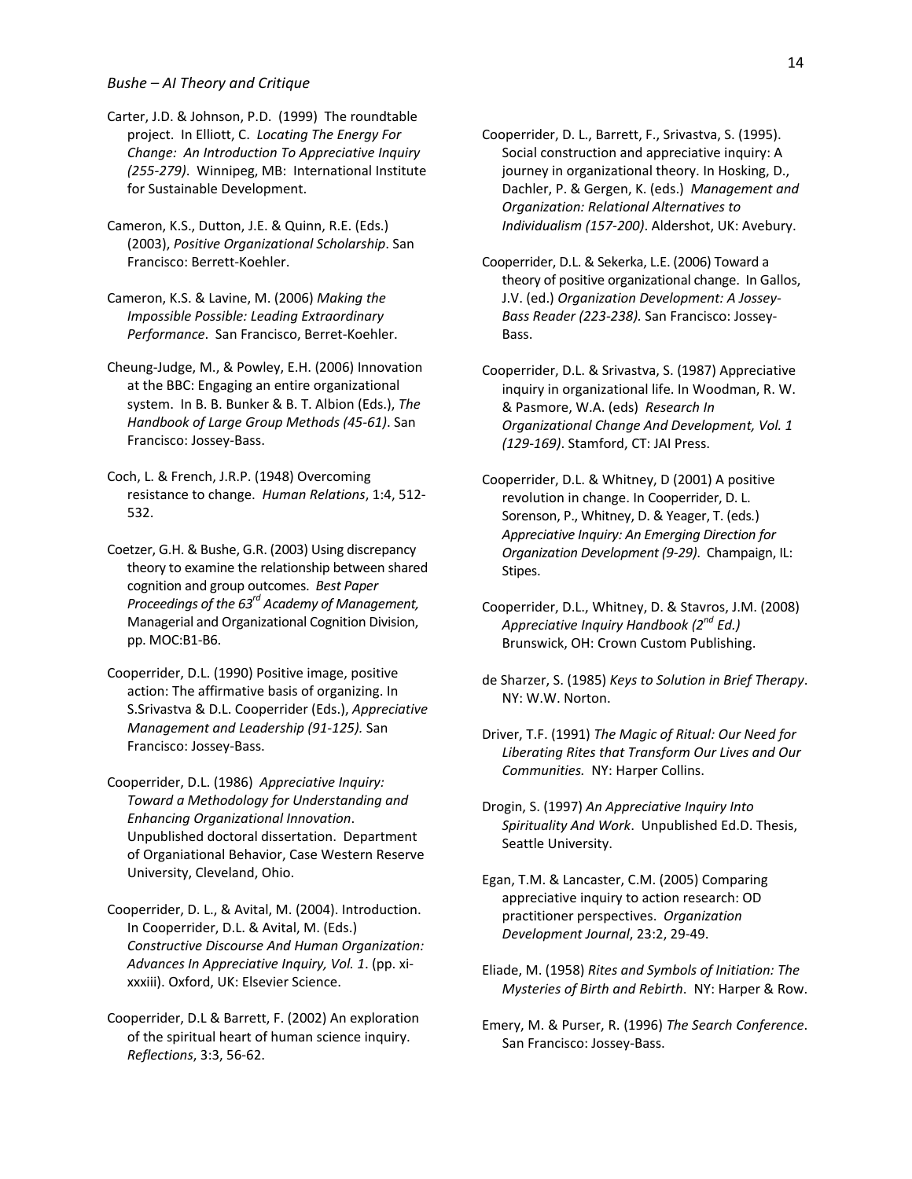Carter, J.D. & Johnson, P.D. (1999) The roundtable project. In Elliott, C. *Locating The Energy For Change: An Introduction To Appreciative Inquiry (255-279)*. Winnipeg, MB: International Institute for Sustainable Development.

Cameron, K.S., Dutton, J.E. & Quinn, R.E. (Eds.) (2003), *Positive Organizational Scholarship*. San Francisco: Berrett-Koehler.

Cameron, K.S. & Lavine, M. (2006) *Making the Impossible Possible: Leading Extraordinary Performance*. San Francisco, Berret-Koehler.

Cheung-Judge, M., & Powley, E.H. (2006) Innovation at the BBC: Engaging an entire organizational system. In B. B. Bunker & B. T. Albion (Eds.), *The Handbook of Large Group Methods (45-61)*. San Francisco: Jossey-Bass.

Coch, L. & French, J.R.P. (1948) Overcoming resistance to change. *Human Relations*, 1:4, 512-532.

Coetzer, G.H. & Bushe, G.R. (2003) Using discrepancy theory to examine the relationship between shared cognition and group outcomes. *Best Paper Proceedings of the 63rd Academy of Management,* Managerial and Organizational Cognition Division, pp. MOC:B1-B6.

Cooperrider, D.L. (1990) Positive image, positive action: The affirmative basis of organizing. In S.Srivastva & D.L. Cooperrider (Eds.), *Appreciative Management and Leadership (91-125).* San Francisco: Jossey-Bass.

Cooperrider, D.L. (1986) *Appreciative Inquiry: Toward a Methodology for Understanding and Enhancing Organizational Innovation*. Unpublished doctoral dissertation. Department of Organiational Behavior, Case Western Reserve University, Cleveland, Ohio.

Cooperrider, D. L., & Avital, M. (2004). Introduction. In Cooperrider, D.L. & Avital, M. (Eds.) *Constructive Discourse And Human Organization: Advances In Appreciative Inquiry, Vol. 1*. (pp. xi-xxxiii). Oxford, UK: Elsevier Science.

Cooperrider, D.L & Barrett, F. (2002) An exploration of the spiritual heart of human science inquiry. *Reflections*, 3:3, 56-62.

Cooperrider, D. L., Barrett, F., Srivastva, S. (1995). Social construction and appreciative inquiry: A journey in organizational theory. In Hosking, D., Dachler, P. & Gergen, K. (eds.) *Management and Organization: Relational Alternatives to Individualism (157-200)*. Aldershot, UK: Avebury.

Cooperrider, D.L. & Sekerka, L.E. (2006) Toward a theory of positive organizational change. In Gallos, J.V. (ed.) *Organization Development: A Jossey-Bass Reader (223-238).* San Francisco: Jossey-Bass.

Cooperrider, D.L. & Srivastva, S. (1987) Appreciative inquiry in organizational life. In Woodman, R. W. & Pasmore, W.A. (eds) *Research In Organizational Change And Development, Vol. 1 (129-169)*. Stamford, CT: JAI Press.

Cooperrider, D.L. & Whitney, D (2001) A positive revolution in change. In Cooperrider, D. L. Sorenson, P., Whitney, D. & Yeager, T. (eds.) *Appreciative Inquiry: An Emerging Direction for Organization Development (9-29)*. Champaign, IL: Stipes.

Cooperrider, D.L., Whitney, D. & Stavros, J.M. (2008) *Appreciative Inquiry Handbook (2nd Ed.)* Brunswick, OH: Crown Custom Publishing.

de Sharzer, S. (1985) *Keys to Solution in Brief Therapy*. NY: W.W. Norton.

Driver, T.F. (1991) *The Magic of Ritual: Our Need for Liberating Rites that Transform Our Lives and Our Communities.* NY: Harper Collins.

Drogin, S. (1997) *An Appreciative Inquiry Into Spirituality And Work*. Unpublished Ed.D. Thesis, Seattle University.

Egan, T.M. & Lancaster, C.M. (2005) Comparing appreciative inquiry to action research: OD practitioner perspectives. *Organization Development Journal*, 23:2, 29-49.

Eliade, M. (1958) *Rites and Symbols of Initiation: The Mysteries of Birth and Rebirth*. NY: Harper & Row.

Emery, M. & Purser, R. (1996) *The Search Conference*. San Francisco: Jossey-Bass.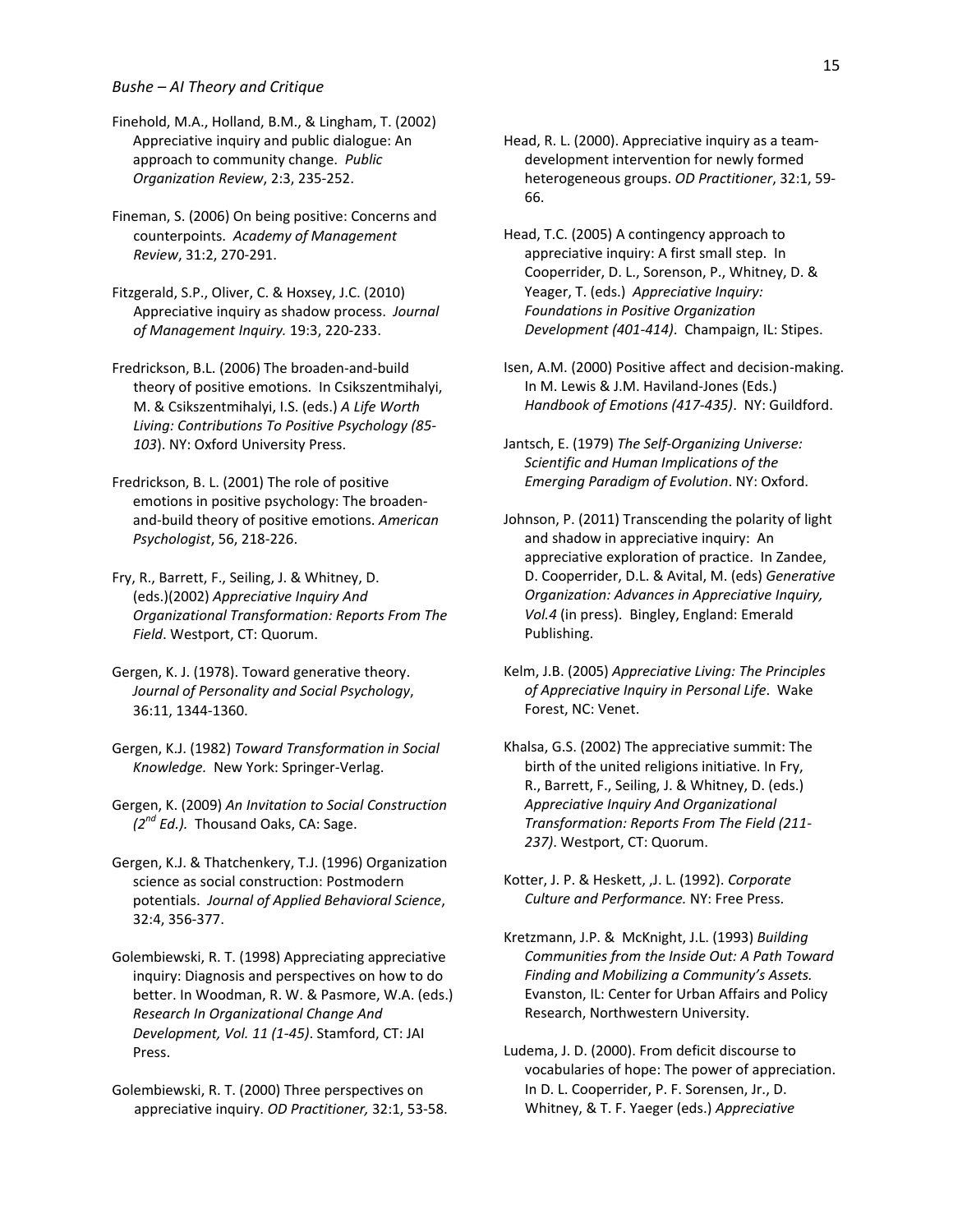Finehold, M.A., Holland, B.M., & Lingham, T. (2002) Appreciative inquiry and public dialogue: An approach to community change. *Public Organization Review*, 2:3, 235-252.

Fineman, S. (2006) On being positive: Concerns and counterpoints. *Academy of Management Review*, 31:2, 270-291.

Fitzgerald, S.P., Oliver, C. & Hoxsey, J.C. (2010) Appreciative inquiry as shadow process. *Journal of Management Inquiry.* 19:3, 220-233.

Fredrickson, B.L. (2006) The broaden-and-build theory of positive emotions. In Csikszentmihalyi, M. & Csikszentmihalyi, I.S. (eds.) *A Life Worth Living: Contributions To Positive Psychology (85-103*). NY: Oxford University Press.

Fredrickson, B. L. (2001) The role of positive emotions in positive psychology: The broaden-and-build theory of positive emotions. *American Psychologist*, 56, 218-226.

Fry, R., Barrett, F., Seiling, J. & Whitney, D. (eds.)(2002) *Appreciative Inquiry And Organizational Transformation: Reports From The Field*. Westport, CT: Quorum.

Gergen, K. J. (1978). Toward generative theory. *Journal of Personality and Social Psychology*, 36:11, 1344-1360.

Gergen, K.J. (1982) *Toward Transformation in Social Knowledge.* New York: Springer-Verlag.

Gergen, K. (2009) *An Invitation to Social Construction (2nd Ed.).* Thousand Oaks, CA: Sage.

Gergen, K.J. & Thatchenkery, T.J. (1996) Organization science as social construction: Postmodern potentials. *Journal of Applied Behavioral Science*, 32:4, 356-377.

Golembiewski, R. T. (1998) Appreciating appreciative inquiry: Diagnosis and perspectives on how to do better. In Woodman, R. W. & Pasmore, W.A. (eds.) *Research In Organizational Change And Development, Vol. 11 (1-45)*. Stamford, CT: JAI Press.

Golembiewski, R. T. (2000) Three perspectives on appreciative inquiry. *OD Practitioner,* 32:1, 53-58.

Head, R. L. (2000). Appreciative inquiry as a team-development intervention for newly formed heterogeneous groups. *OD Practitioner*, 32:1, 59-66.

Head, T.C. (2005) A contingency approach to appreciative inquiry: A first small step. In Cooperrider, D. L., Sorenson, P., Whitney, D. & Yeager, T. (eds.) *Appreciative Inquiry: Foundations in Positive Organization Development (401-414)*. Champaign, IL: Stipes.

Isen, A.M. (2000) Positive affect and decision-making. In M. Lewis & J.M. Haviland-Jones (Eds.) *Handbook of Emotions (417-435)*. NY: Guildford.

Jantsch, E. (1979) *The Self-Organizing Universe: Scientific and Human Implications of the Emerging Paradigm of Evolution*. NY: Oxford.

Johnson, P. (2011) Transcending the polarity of light and shadow in appreciative inquiry: An appreciative exploration of practice. In Zandee, D. Cooperrider, D.L. & Avital, M. (eds) *Generative Organization: Advances in Appreciative Inquiry, Vol.4* (in press). Bingley, England: Emerald Publishing.

Kelm, J.B. (2005) *Appreciative Living: The Principles of Appreciative Inquiry in Personal Life*. Wake Forest, NC: Venet.

Khalsa, G.S. (2002) The appreciative summit: The birth of the united religions initiative. In Fry, R., Barrett, F., Seiling, J. & Whitney, D. (eds.) *Appreciative Inquiry And Organizational Transformation: Reports From The Field (211-237)*. Westport, CT: Quorum.

Kotter, J. P. & Heskett, ,J. L. (1992). *Corporate Culture and Performance.* NY: Free Press.

Kretzmann, J.P. & McKnight, J.L. (1993) *Building Communities from the Inside Out: A Path Toward Finding and Mobilizing a Community's Assets.* Evanston, IL: Center for Urban Affairs and Policy Research, Northwestern University.

Ludema, J. D. (2000). From deficit discourse to vocabularies of hope: The power of appreciation. In D. L. Cooperrider, P. F. Sorensen, Jr., D. Whitney, & T. F. Yaeger (eds.) *Appreciative*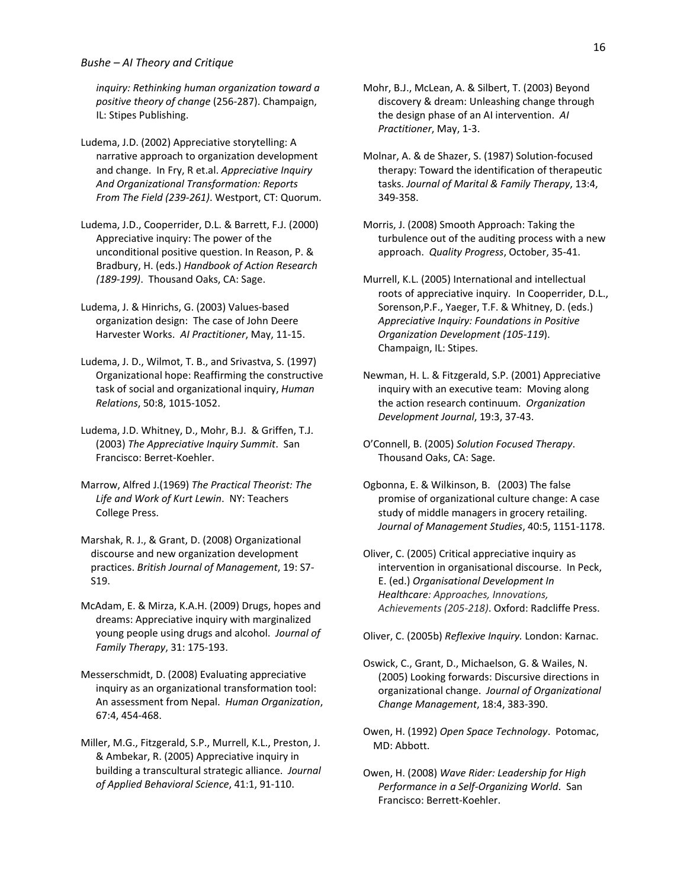*inquiry: Rethinking human organization toward a positive theory of change* (256-287). Champaign, IL: Stipes Publishing.

Ludema, J.D. (2002) Appreciative storytelling: A narrative approach to organization development and change. In Fry, R et.al. *Appreciative Inquiry And Organizational Transformation: Reports From The Field (239-261)*. Westport, CT: Quorum.

Ludema, J.D., Cooperrider, D.L. & Barrett, F.J. (2000) Appreciative inquiry: The power of the unconditional positive question. In Reason, P. & Bradbury, H. (eds.) *Handbook of Action Research (189-199)*. Thousand Oaks, CA: Sage.

Ludema, J. & Hinrichs, G. (2003) Values-based organization design: The case of John Deere Harvester Works. *AI Practitioner*, May, 11-15.

Ludema, J. D., Wilmot, T. B., and Srivastva, S. (1997) Organizational hope: Reaffirming the constructive task of social and organizational inquiry, *Human Relations*, 50:8, 1015-1052.

Ludema, J.D. Whitney, D., Mohr, B.J. & Griffen, T.J. (2003) *The Appreciative Inquiry Summit*. San Francisco: Berret-Koehler.

Marrow, Alfred J.(1969) *The Practical Theorist: The Life and Work of Kurt Lewin*. NY: Teachers College Press.

Marshak, R. J., & Grant, D. (2008) Organizational discourse and new organization development practices. *British Journal of Management*, 19: S7-S19.

McAdam, E. & Mirza, K.A.H. (2009) Drugs, hopes and dreams: Appreciative inquiry with marginalized young people using drugs and alcohol. *Journal of Family Therapy*, 31: 175-193.

Messerschmidt, D. (2008) Evaluating appreciative inquiry as an organizational transformation tool: An assessment from Nepal. *Human Organization*, 67:4, 454-468.

Miller, M.G., Fitzgerald, S.P., Murrell, K.L., Preston, J. & Ambekar, R. (2005) Appreciative inquiry in building a transcultural strategic alliance. *Journal of Applied Behavioral Science*, 41:1, 91-110.

Mohr, B.J., McLean, A. & Silbert, T. (2003) Beyond discovery & dream: Unleashing change through the design phase of an AI intervention. *AI Practitioner*, May, 1-3.

Molnar, A. & de Shazer, S. (1987) Solution-focused therapy: Toward the identification of therapeutic tasks. *Journal of Marital & Family Therapy*, 13:4, 349-358.

Morris, J. (2008) Smooth Approach: Taking the turbulence out of the auditing process with a new approach. *Quality Progress*, October, 35-41.

Murrell, K.L. (2005) International and intellectual roots of appreciative inquiry. In Cooperrider, D.L., Sorenson,P.F., Yaeger, T.F. & Whitney, D. (eds.) *Appreciative Inquiry: Foundations in Positive Organization Development (105-119*). Champaign, IL: Stipes.

Newman, H. L. & Fitzgerald, S.P. (2001) Appreciative inquiry with an executive team: Moving along the action research continuum. *Organization Development Journal*, 19:3, 37-43.

O'Connell, B. (2005) *Solution Focused Therapy*. Thousand Oaks, CA: Sage.

Ogbonna, E. & Wilkinson, B. (2003) The false promise of organizational culture change: A case study of middle managers in grocery retailing. *Journal of Management Studies*, 40:5, 1151-1178.

Oliver, C. (2005) Critical appreciative inquiry as intervention in organisational discourse. In Peck, E. (ed.) *Organisational Development In Healthcare: Approaches, Innovations, Achievements (205-218)*. Oxford: Radcliffe Press.

Oliver, C. (2005b) *Reflexive Inquiry.* London: Karnac.

Oswick, C., Grant, D., Michaelson, G. & Wailes, N. (2005) Looking forwards: Discursive directions in organizational change. *Journal of Organizational Change Management*, 18:4, 383-390.

Owen, H. (1992) *Open Space Technology*. Potomac, MD: Abbott.

Owen, H. (2008) *Wave Rider: Leadership for High Performance in a Self-Organizing World*. San Francisco: Berrett-Koehler.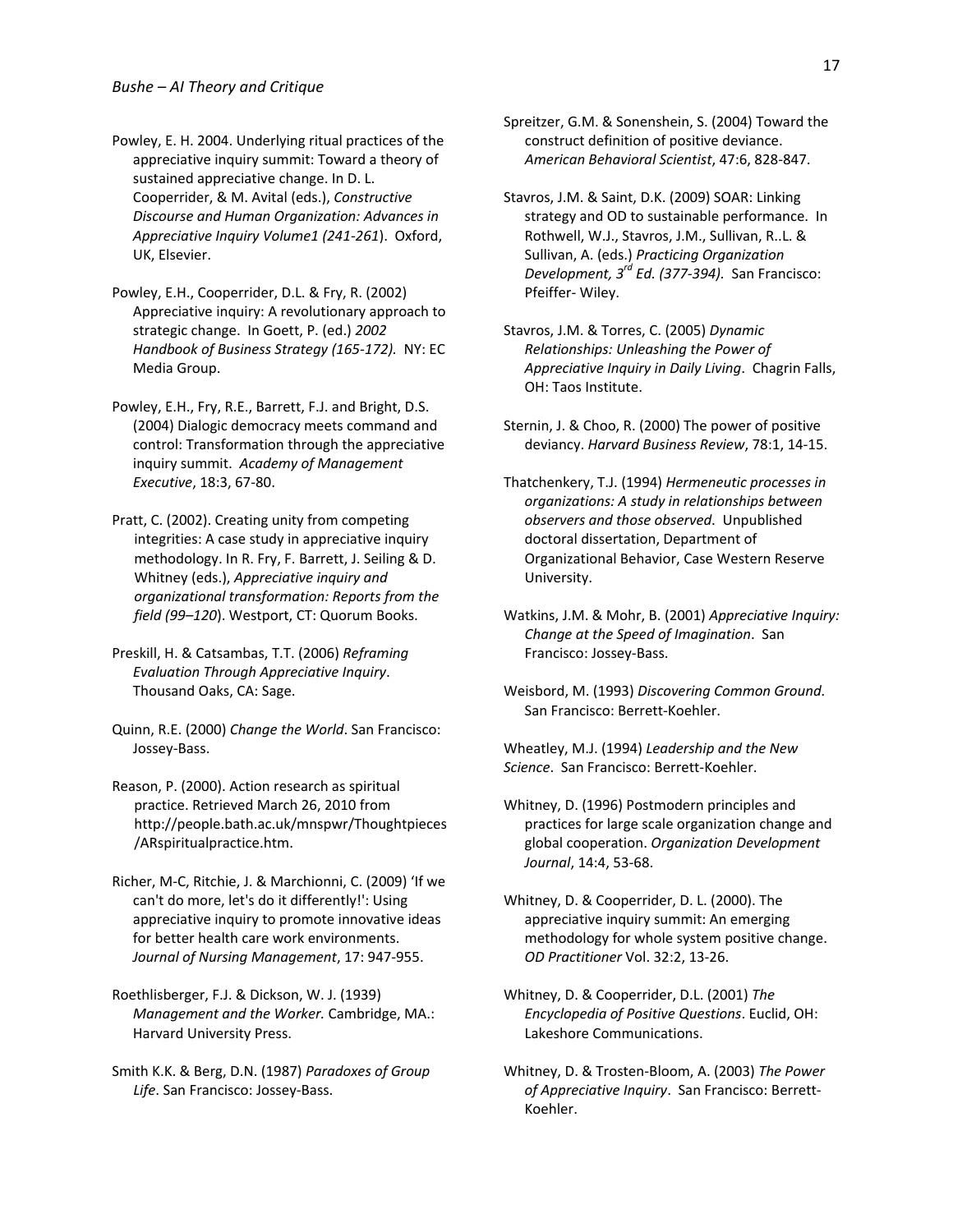Powley, E. H. 2004. Underlying ritual practices of the appreciative inquiry summit: Toward a theory of sustained appreciative change. In D. L. Cooperrider, & M. Avital (eds.), *Constructive Discourse and Human Organization: Advances in Appreciative Inquiry Volume1 (241-261*). Oxford, UK, Elsevier.

Powley, E.H., Cooperrider, D.L. & Fry, R. (2002) Appreciative inquiry: A revolutionary approach to strategic change. In Goett, P. (ed.) *2002 Handbook of Business Strategy (165-172).* NY: EC Media Group.

Powley, E.H., Fry, R.E., Barrett, F.J. and Bright, D.S. (2004) Dialogic democracy meets command and control: Transformation through the appreciative inquiry summit. *Academy of Management Executive*, 18:3, 67-80.

Pratt, C. (2002). Creating unity from competing integrities: A case study in appreciative inquiry methodology. In R. Fry, F. Barrett, J. Seiling & D. Whitney (eds.), *Appreciative inquiry and organizational transformation: Reports from the field (99–120*). Westport, CT: Quorum Books.

Preskill, H. & Catsambas, T.T. (2006) *Reframing Evaluation Through Appreciative Inquiry*. Thousand Oaks, CA: Sage.

Quinn, R.E. (2000) *Change the World*. San Francisco: Jossey-Bass.

Reason, P. (2000). Action research as spiritual practice. Retrieved March 26, 2010 from http://people.bath.ac.uk/mnspwr/Thoughtpieces/ARspiritualpractice.htm.

Richer, M-C, Ritchie, J. & Marchionni, C. (2009) 'If we can't do more, let's do it differently!': Using appreciative inquiry to promote innovative ideas for better health care work environments. *Journal of Nursing Management*, 17: 947-955.

Roethlisberger, F.J. & Dickson, W. J. (1939) *Management and the Worker.* Cambridge, MA.: Harvard University Press.

Smith K.K. & Berg, D.N. (1987) *Paradoxes of Group Life*. San Francisco: Jossey-Bass.

Spreitzer, G.M. & Sonenshein, S. (2004) Toward the construct definition of positive deviance. *American Behavioral Scientist*, 47:6, 828-847.

Stavros, J.M. & Saint, D.K. (2009) SOAR: Linking strategy and OD to sustainable performance. In Rothwell, W.J., Stavros, J.M., Sullivan, R..L. & Sullivan, A. (eds.) *Practicing Organization Development, 3rd Ed. (377-394).* San Francisco: Pfeiffer- Wiley.

Stavros, J.M. & Torres, C. (2005) *Dynamic Relationships: Unleashing the Power of Appreciative Inquiry in Daily Living*. Chagrin Falls, OH: Taos Institute.

Sternin, J. & Choo, R. (2000) The power of positive deviancy. *Harvard Business Review*, 78:1, 14-15.

Thatchenkery, T.J. (1994) *Hermeneutic processes in organizations: A study in relationships between observers and those observed*. Unpublished doctoral dissertation, Department of Organizational Behavior, Case Western Reserve University.

Watkins, J.M. & Mohr, B. (2001) *Appreciative Inquiry: Change at the Speed of Imagination*. San Francisco: Jossey-Bass.

Weisbord, M. (1993) *Discovering Common Ground*. San Francisco: Berrett-Koehler.

Wheatley, M.J. (1994) *Leadership and the New Science*. San Francisco: Berrett-Koehler.

Whitney, D. (1996) Postmodern principles and practices for large scale organization change and global cooperation. *Organization Development Journal*, 14:4, 53-68.

Whitney, D. & Cooperrider, D. L. (2000). The appreciative inquiry summit: An emerging methodology for whole system positive change. *OD Practitioner* Vol. 32:2, 13-26.

Whitney, D. & Cooperrider, D.L. (2001) *The Encyclopedia of Positive Questions*. Euclid, OH: Lakeshore Communications.

Whitney, D. & Trosten-Bloom, A. (2003) *The Power of Appreciative Inquiry*. San Francisco: Berrett-Koehler.